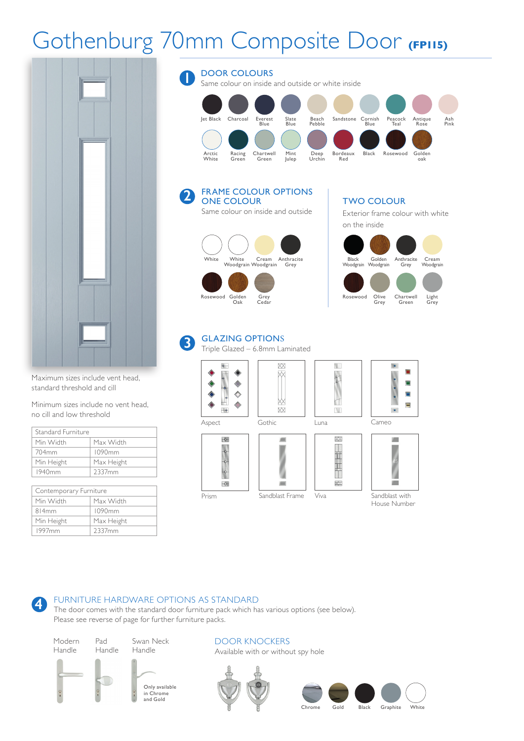# Gothenburg 70mm Composite Door (FP115)

Maximum sizes include vent head, standard threshold and cill

Minimum sizes include no vent head, no cill and low threshold

| Standard Furniture | |
|---|---|
| Min Width | Max Width |
| 704mm | 1090mm |
| Min Height | Max Height |
| 1940mm | 2337mm |

| Contemporary Furniture | |
|---|---|
| Min Width | Max Width |
| 814mm | 1090mm |
| Min Height | Max Height |
| 1997mm | 2337mm |

## 1 DOOR COLOURS

Same colour on inside and outside or white inside

Jet Black, Charcoal, Everest Blue, Slate Blue, Beach Pebble, Sandstone, Cornish Blue, Peacock Teal, Antique Rose, Ash Pink

Arctic White, Racing Green, Chartwell Green, Mint Julep, Deep Urchin, Bordeaux Red, Black, Rosewood, Golden oak

## 2 FRAME COLOUR OPTIONS

### ONE COLOUR

Same colour on inside and outside

White, White Woodgrain, Cream Woodgrain, Anthracite Grey

Rosewood, Golden Oak, Grey Cedar

### TWO COLOUR

Exterior frame colour with white on the inside

Black Woodgrain, Golden Woodgrain, Anthracite Grey, Cream Woodgrain

Rosewood, Olive Grey, Chartwell Green, Light Grey

## 3 GLAZING OPTIONS

Triple Glazed – 6.8mm Laminated

Aspect, Gothic, Luna, Cameo

Prism, Sandblast Frame, Viva, Sandblast with House Number

## 4 FURNITURE HARDWARE OPTIONS AS STANDARD

The door comes with the standard door furniture pack which has various options (see below).
Please see reverse of page for further furniture packs.

Modern Handle, Pad Handle, Swan Neck Handle

Only available in Chrome and Gold

### DOOR KNOCKERS

Available with or without spy hole

Chrome, Gold, Black, Graphite, White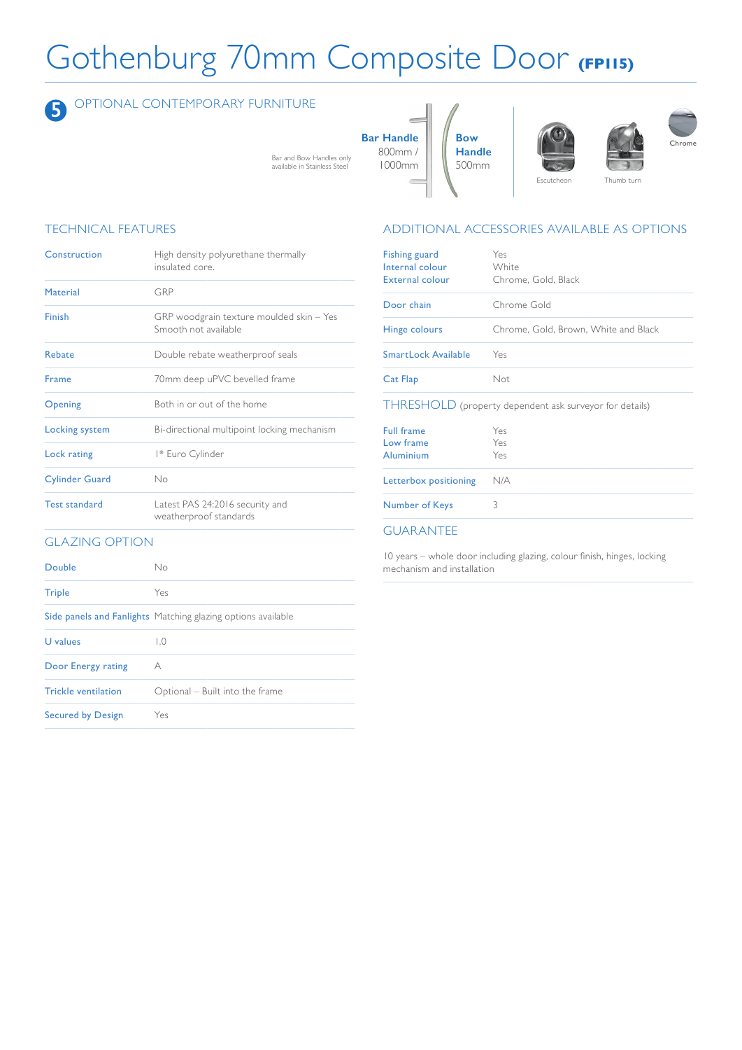# Gothenburg 70mm Composite Door (FP115)

## 5 OPTIONAL CONTEMPORARY FURNITURE

Bar and Bow Handles only available in Stainless Steel

**Bar Handle** 800mm / 1000mm

**Bow Handle** 500mm

Escutcheon

Thumb turn

Chrome

## TECHNICAL FEATURES

| | |
|---|---|
| Construction | High density polyurethane thermally insulated core. |
| Material | GRP |
| Finish | GRP woodgrain texture moulded skin – Yes<br>Smooth not available |
| Rebate | Double rebate weatherproof seals |
| Frame | 70mm deep uPVC bevelled frame |
| Opening | Both in or out of the home |
| Locking system | Bi-directional multipoint locking mechanism |
| Lock rating | 1* Euro Cylinder |
| Cylinder Guard | No |
| Test standard | Latest PAS 24:2016 security and weatherproof standards |

## GLAZING OPTION

| | |
|---|---|
| Double | No |
| Triple | Yes |
| Side panels and Fanlights | Matching glazing options available |
| U values | 1.0 |
| Door Energy rating | A |
| Trickle ventilation | Optional – Built into the frame |
| Secured by Design | Yes |

## ADDITIONAL ACCESSORIES AVAILABLE AS OPTIONS

| | |
|---|---|
| Fishing guard<br>Internal colour<br>External colour | Yes<br>White<br>Chrome, Gold, Black |
| Door chain | Chrome Gold |
| Hinge colours | Chrome, Gold, Brown, White and Black |
| SmartLock Available | Yes |
| Cat Flap | Not |

## THRESHOLD (property dependent ask surveyor for details)

| | |
|---|---|
| Full frame<br>Low frame<br>Aluminium | Yes<br>Yes<br>Yes |
| Letterbox positioning | N/A |
| Number of Keys | 3 |

## GUARANTEE

10 years – whole door including glazing, colour finish, hinges, locking mechanism and installation